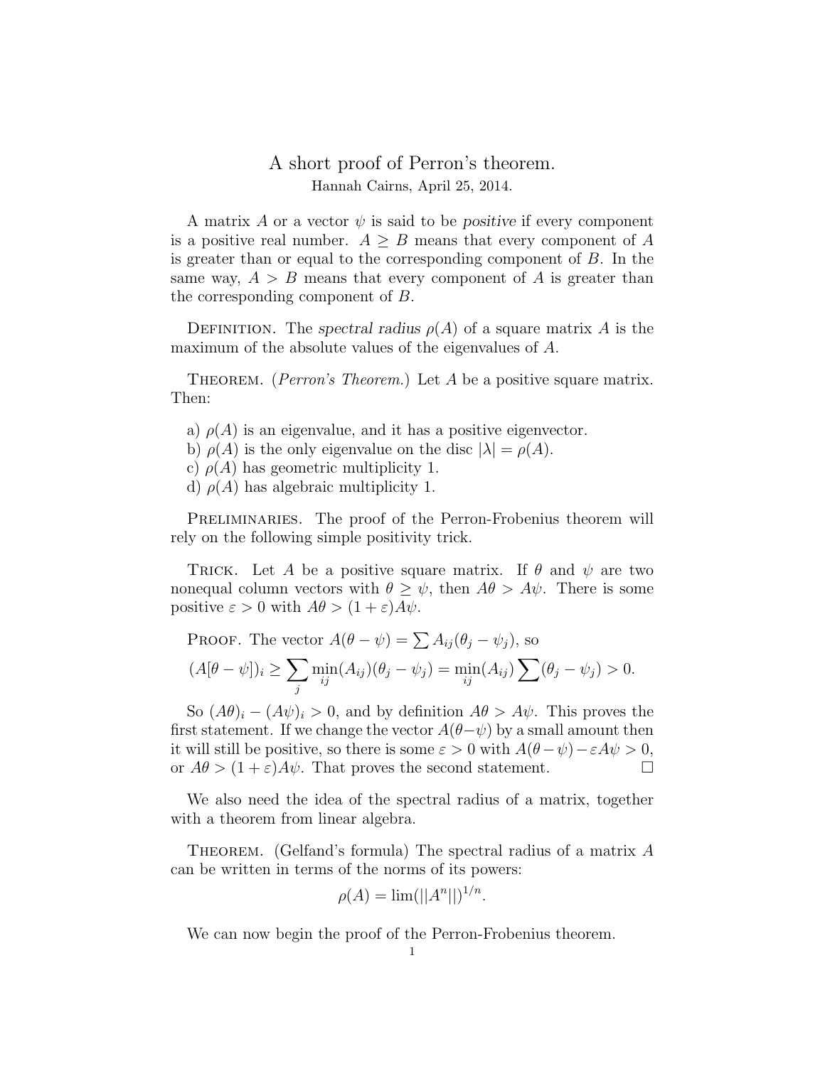# A short proof of Perron's theorem.

Hannah Cairns, April 25, 2014.

A matrix $A$ or a vector $\psi$ is said to be *positive* if every component is a positive real number. $A \geq B$ means that every component of $A$ is greater than or equal to the corresponding component of $B$. In the same way, $A > B$ means that every component of $A$ is greater than the corresponding component of $B$.

Definition. The *spectral radius* $\rho(A)$ of a square matrix $A$ is the maximum of the absolute values of the eigenvalues of $A$.

Theorem. (*Perron's Theorem.*) Let $A$ be a positive square matrix. Then:

a) $\rho(A)$ is an eigenvalue, and it has a positive eigenvector.
b) $\rho(A)$ is the only eigenvalue on the disc $|\lambda| = \rho(A)$.
c) $\rho(A)$ has geometric multiplicity 1.
d) $\rho(A)$ has algebraic multiplicity 1.

Preliminaries. The proof of the Perron-Frobenius theorem will rely on the following simple positivity trick.

Trick. Let $A$ be a positive square matrix. If $\theta$ and $\psi$ are two nonequal column vectors with $\theta \geq \psi$, then $A\theta > A\psi$. There is some positive $\varepsilon > 0$ with $A\theta > (1+\varepsilon)A\psi$.

Proof. The vector $A(\theta - \psi) = \sum A_{ij}(\theta_j - \psi_j)$, so

$$(A[\theta - \psi])_i \geq \sum_j \min_{ij}(A_{ij})(\theta_j - \psi_j) = \min_{ij}(A_{ij}) \sum (\theta_j - \psi_j) > 0.$$

So $(A\theta)_i - (A\psi)_i > 0$, and by definition $A\theta > A\psi$. This proves the first statement. If we change the vector $A(\theta - \psi)$ by a small amount then it will still be positive, so there is some $\varepsilon > 0$ with $A(\theta - \psi) - \varepsilon A\psi > 0$, or $A\theta > (1+\varepsilon)A\psi$. That proves the second statement. $\square$

We also need the idea of the spectral radius of a matrix, together with a theorem from linear algebra.

Theorem. (Gelfand's formula) The spectral radius of a matrix $A$ can be written in terms of the norms of its powers:

$$\rho(A) = \lim(||A^n||)^{1/n}.$$

We can now begin the proof of the Perron-Frobenius theorem.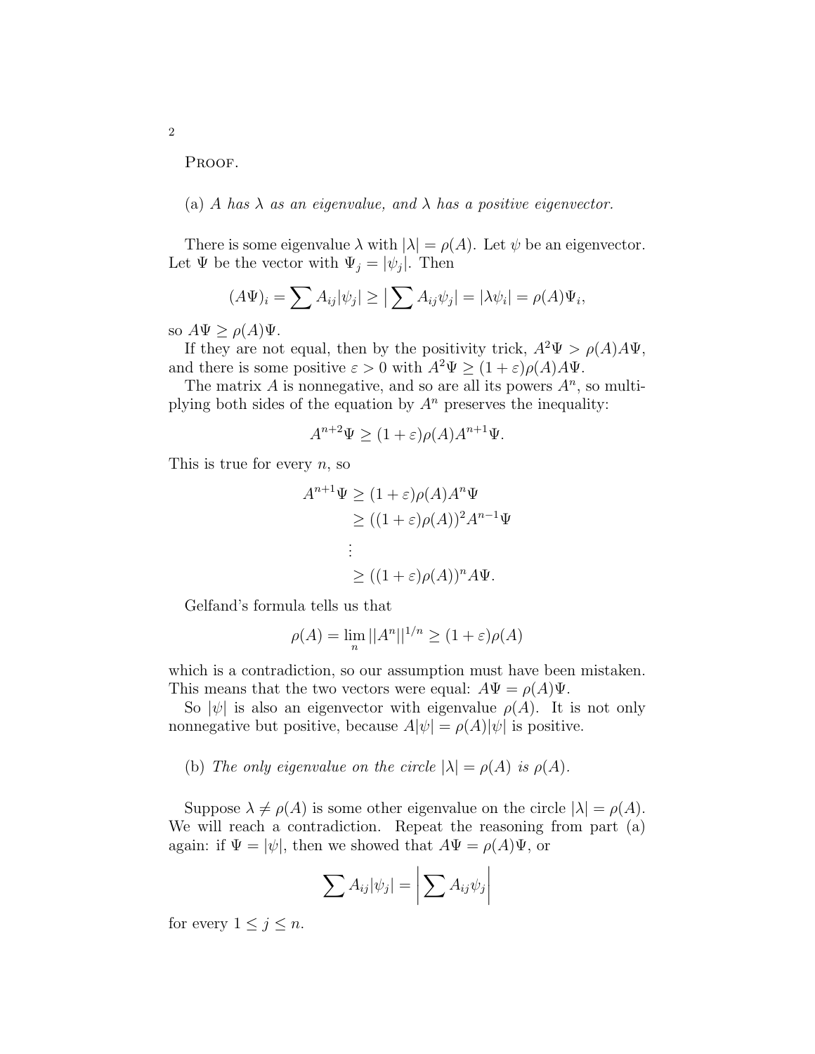Proof.

(a) *A has $\lambda$ as an eigenvalue, and $\lambda$ has a positive eigenvector.*

There is some eigenvalue $\lambda$ with $|\lambda| = \rho(A)$. Let $\psi$ be an eigenvector. Let $\Psi$ be the vector with $\Psi_j = |\psi_j|$. Then

$$(A\Psi)_i = \sum A_{ij}|\psi_j| \geq \big|\sum A_{ij}\psi_j\big| = |\lambda\psi_i| = \rho(A)\Psi_i,$$

so $A\Psi \geq \rho(A)\Psi$.

If they are not equal, then by the positivity trick, $A^2\Psi > \rho(A)A\Psi$, and there is some positive $\varepsilon > 0$ with $A^2\Psi \geq (1+\varepsilon)\rho(A)A\Psi$.

The matrix $A$ is nonnegative, and so are all its powers $A^n$, so multiplying both sides of the equation by $A^n$ preserves the inequality:

$$A^{n+2}\Psi \geq (1+\varepsilon)\rho(A)A^{n+1}\Psi.$$

This is true for every $n$, so

$$\begin{aligned}
A^{n+1}\Psi &\geq (1+\varepsilon)\rho(A)A^n\Psi \\
&\geq ((1+\varepsilon)\rho(A))^2 A^{n-1}\Psi \\
&\vdots \\
&\geq ((1+\varepsilon)\rho(A))^n A\Psi.
\end{aligned}$$

Gelfand's formula tells us that

$$\rho(A) = \lim_n ||A^n||^{1/n} \geq (1+\varepsilon)\rho(A)$$

which is a contradiction, so our assumption must have been mistaken. This means that the two vectors were equal: $A\Psi = \rho(A)\Psi$.

So $|\psi|$ is also an eigenvector with eigenvalue $\rho(A)$. It is not only nonnegative but positive, because $A|\psi| = \rho(A)|\psi|$ is positive.

(b) *The only eigenvalue on the circle $|\lambda| = \rho(A)$ is $\rho(A)$.*

Suppose $\lambda \neq \rho(A)$ is some other eigenvalue on the circle $|\lambda| = \rho(A)$. We will reach a contradiction. Repeat the reasoning from part (a) again: if $\Psi = |\psi|$, then we showed that $A\Psi = \rho(A)\Psi$, or

$$\sum A_{ij}|\psi_j| = \left|\sum A_{ij}\psi_j\right|$$

for every $1 \leq j \leq n$.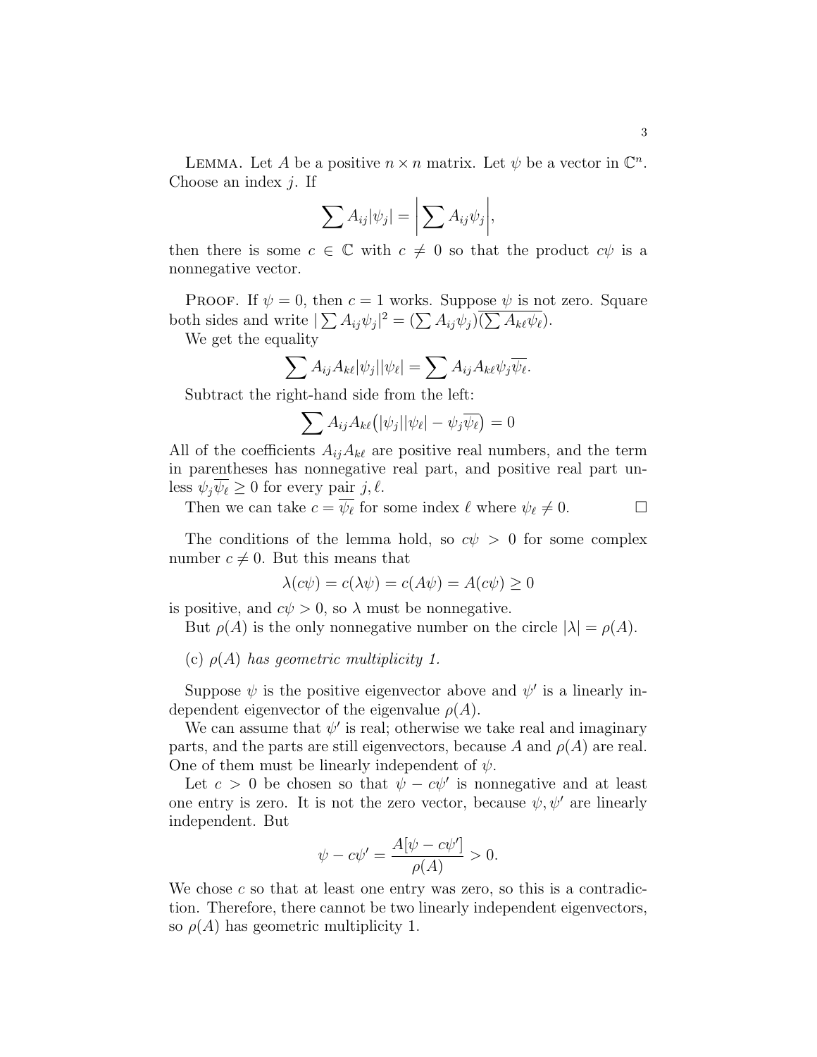Lemma. Let $A$ be a positive $n \times n$ matrix. Let $\psi$ be a vector in $\mathbb{C}^n$. Choose an index $j$. If

$$\sum A_{ij}|\psi_j| = \left|\sum A_{ij}\psi_j\right|,$$

then there is some $c \in \mathbb{C}$ with $c \neq 0$ so that the product $c\psi$ is a nonnegative vector.

Proof. If $\psi = 0$, then $c = 1$ works. Suppose $\psi$ is not zero. Square both sides and write $|\sum A_{ij}\psi_j|^2 = (\sum A_{ij}\psi_j)\overline{(\sum A_{k\ell}\psi_\ell)}$.

We get the equality

$$\sum A_{ij}A_{k\ell}|\psi_j||\psi_\ell| = \sum A_{ij}A_{k\ell}\psi_j\overline{\psi_\ell}.$$

Subtract the right-hand side from the left:

$$\sum A_{ij}A_{k\ell}\big(|\psi_j||\psi_\ell| - \psi_j\overline{\psi_\ell}\big) = 0$$

All of the coefficients $A_{ij}A_{k\ell}$ are positive real numbers, and the term in parentheses has nonnegative real part, and positive real part unless $\psi_j\overline{\psi_\ell} \geq 0$ for every pair $j, \ell$.

Then we can take $c = \overline{\psi_\ell}$ for some index $\ell$ where $\psi_\ell \neq 0$. □

The conditions of the lemma hold, so $c\psi > 0$ for some complex number $c \neq 0$. But this means that

$$\lambda(c\psi) = c(\lambda\psi) = c(A\psi) = A(c\psi) \geq 0$$

is positive, and $c\psi > 0$, so $\lambda$ must be nonnegative.

But $\rho(A)$ is the only nonnegative number on the circle $|\lambda| = \rho(A)$.

(c) *$\rho(A)$ has geometric multiplicity 1.*

Suppose $\psi$ is the positive eigenvector above and $\psi'$ is a linearly independent eigenvector of the eigenvalue $\rho(A)$.

We can assume that $\psi'$ is real; otherwise we take real and imaginary parts, and the parts are still eigenvectors, because $A$ and $\rho(A)$ are real. One of them must be linearly independent of $\psi$.

Let $c > 0$ be chosen so that $\psi - c\psi'$ is nonnegative and at least one entry is zero. It is not the zero vector, because $\psi, \psi'$ are linearly independent. But

$$\psi - c\psi' = \frac{A[\psi - c\psi']}{\rho(A)} > 0.$$

We chose $c$ so that at least one entry was zero, so this is a contradiction. Therefore, there cannot be two linearly independent eigenvectors, so $\rho(A)$ has geometric multiplicity 1.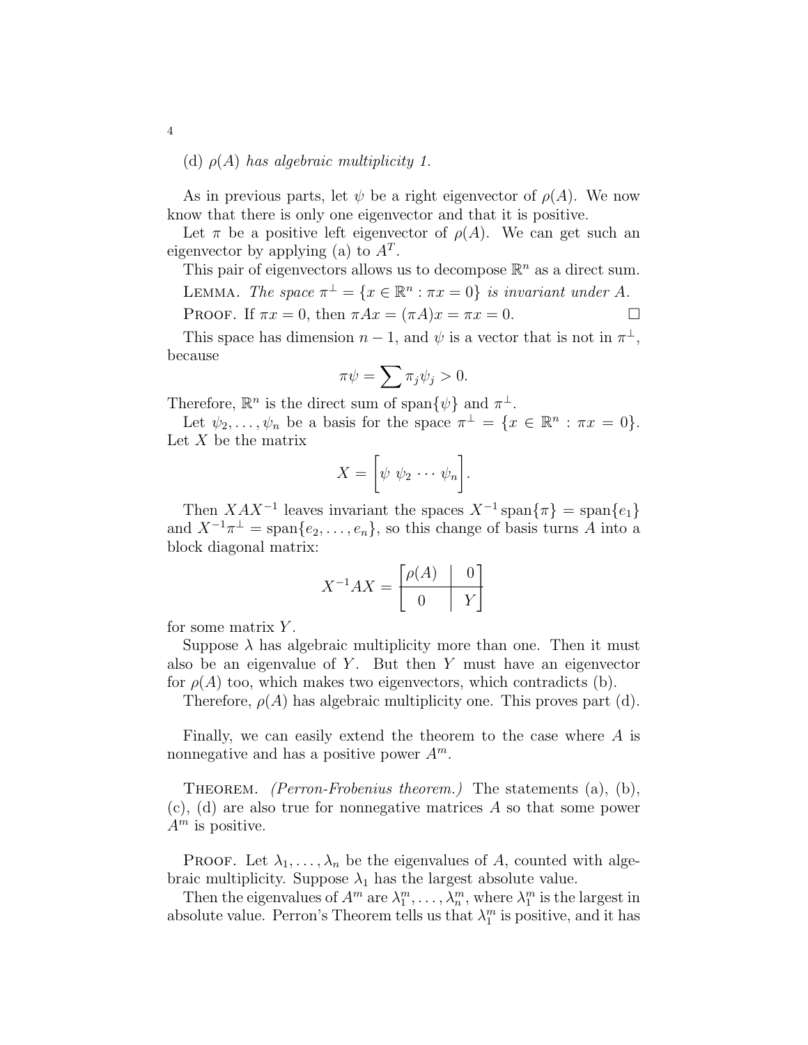(d) *$\rho(A)$ has algebraic multiplicity 1.*

As in previous parts, let $\psi$ be a right eigenvector of $\rho(A)$. We now know that there is only one eigenvector and that it is positive.

Let $\pi$ be a positive left eigenvector of $\rho(A)$. We can get such an eigenvector by applying (a) to $A^T$.

This pair of eigenvectors allows us to decompose $\mathbb{R}^n$ as a direct sum.

Lemma. *The space $\pi^\perp = \{x \in \mathbb{R}^n : \pi x = 0\}$ is invariant under $A$.*

Proof. If $\pi x = 0$, then $\pi A x = (\pi A)x = \pi x = 0$. □

This space has dimension $n-1$, and $\psi$ is a vector that is not in $\pi^\perp$, because

$$\pi\psi = \sum \pi_j \psi_j > 0.$$

Therefore, $\mathbb{R}^n$ is the direct sum of $\text{span}\{\psi\}$ and $\pi^\perp$.

Let $\psi_2, \ldots, \psi_n$ be a basis for the space $\pi^\perp = \{x \in \mathbb{R}^n : \pi x = 0\}$. Let $X$ be the matrix

$$X = \begin{bmatrix} \psi \ \psi_2 \ \cdots \ \psi_n \end{bmatrix}.$$

Then $XAX^{-1}$ leaves invariant the spaces $X^{-1}\text{span}\{\pi\} = \text{span}\{e_1\}$ and $X^{-1}\pi^\perp = \text{span}\{e_2, \ldots, e_n\}$, so this change of basis turns $A$ into a block diagonal matrix:

$$X^{-1}AX = \left[\begin{array}{c|c} \rho(A) & 0 \\ \hline 0 & Y \end{array}\right]$$

for some matrix $Y$.

Suppose $\lambda$ has algebraic multiplicity more than one. Then it must also be an eigenvalue of $Y$. But then $Y$ must have an eigenvector for $\rho(A)$ too, which makes two eigenvectors, which contradicts (b).

Therefore, $\rho(A)$ has algebraic multiplicity one. This proves part (d).

Finally, we can easily extend the theorem to the case where $A$ is nonnegative and has a positive power $A^m$.

Theorem. *(Perron-Frobenius theorem.) The statements (a), (b), (c), (d) are also true for nonnegative matrices $A$ so that some power $A^m$ is positive.*

Proof. Let $\lambda_1, \ldots, \lambda_n$ be the eigenvalues of $A$, counted with algebraic multiplicity. Suppose $\lambda_1$ has the largest absolute value.

Then the eigenvalues of $A^m$ are $\lambda_1^m, \ldots, \lambda_n^m$, where $\lambda_1^m$ is the largest in absolute value. Perron's Theorem tells us that $\lambda_1^m$ is positive, and it has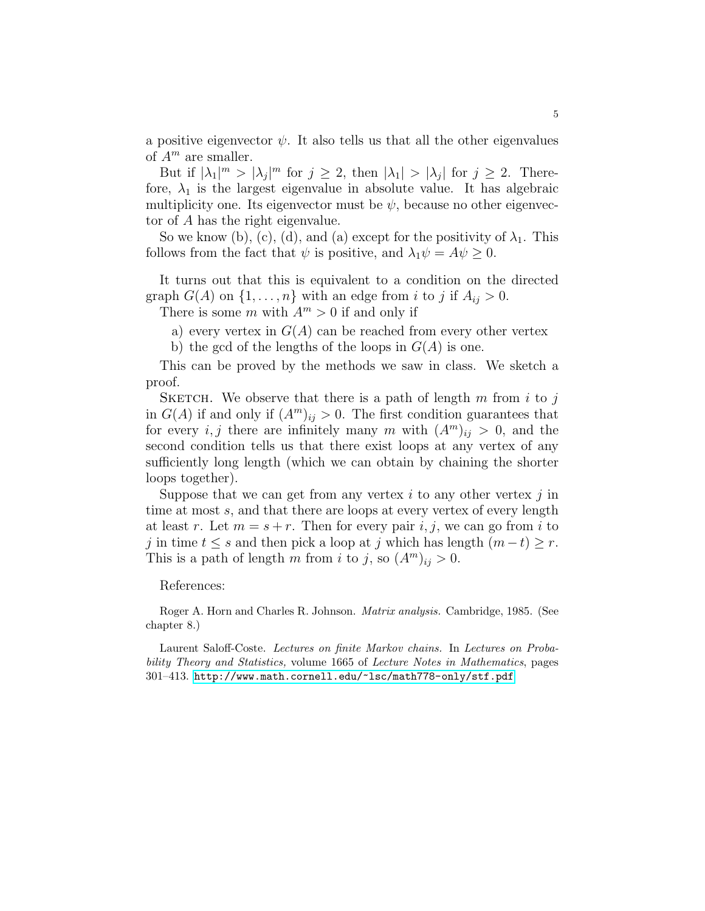a positive eigenvector $\psi$. It also tells us that all the other eigenvalues of $A^m$ are smaller.

But if $|\lambda_1|^m > |\lambda_j|^m$ for $j \geq 2$, then $|\lambda_1| > |\lambda_j|$ for $j \geq 2$. Therefore, $\lambda_1$ is the largest eigenvalue in absolute value. It has algebraic multiplicity one. Its eigenvector must be $\psi$, because no other eigenvector of $A$ has the right eigenvalue.

So we know (b), (c), (d), and (a) except for the positivity of $\lambda_1$. This follows from the fact that $\psi$ is positive, and $\lambda_1 \psi = A\psi \geq 0$.

It turns out that this is equivalent to a condition on the directed graph $G(A)$ on $\{1, \ldots, n\}$ with an edge from $i$ to $j$ if $A_{ij} > 0$.

There is some $m$ with $A^m > 0$ if and only if

a) every vertex in $G(A)$ can be reached from every other vertex

b) the gcd of the lengths of the loops in $G(A)$ is one.

This can be proved by the methods we saw in class. We sketch a proof.

Sketch. We observe that there is a path of length $m$ from $i$ to $j$ in $G(A)$ if and only if $(A^m)_{ij} > 0$. The first condition guarantees that for every $i, j$ there are infinitely many $m$ with $(A^m)_{ij} > 0$, and the second condition tells us that there exist loops at any vertex of any sufficiently long length (which we can obtain by chaining the shorter loops together).

Suppose that we can get from any vertex $i$ to any other vertex $j$ in time at most $s$, and that there are loops at every vertex of every length at least $r$. Let $m = s + r$. Then for every pair $i, j$, we can go from $i$ to $j$ in time $t \leq s$ and then pick a loop at $j$ which has length $(m - t) \geq r$. This is a path of length $m$ from $i$ to $j$, so $(A^m)_{ij} > 0$.

References:

Roger A. Horn and Charles R. Johnson. *Matrix analysis.* Cambridge, 1985. (See chapter 8.)

Laurent Saloff-Coste. *Lectures on finite Markov chains.* In *Lectures on Probability Theory and Statistics,* volume 1665 of *Lecture Notes in Mathematics*, pages 301–413. http://www.math.cornell.edu/~lsc/math778-only/stf.pdf